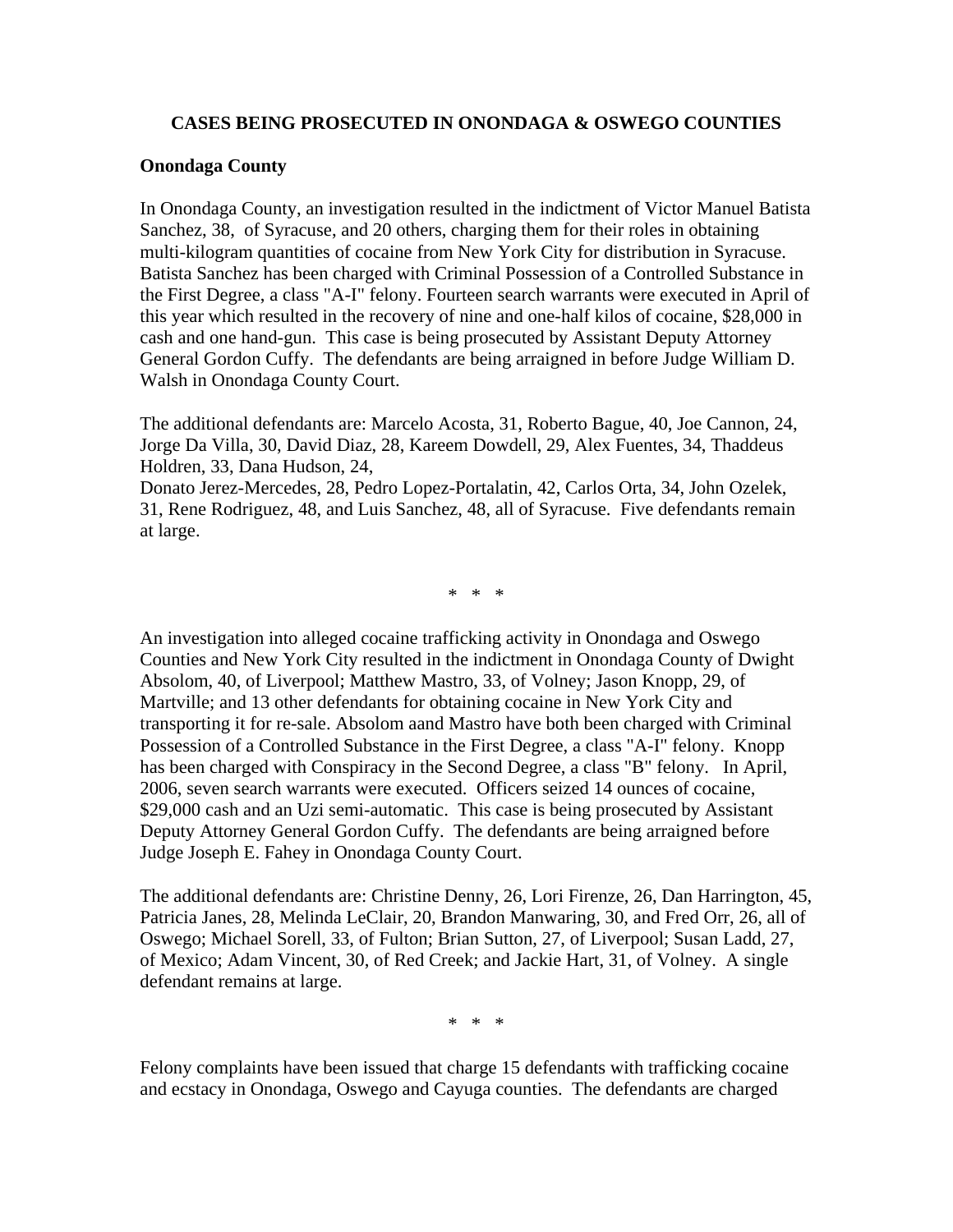## CASES BEING PROSECUTED IN ONONDAGA & OSWEGO COUNTIES

**Onondaga County**

In Onondaga County, an investigation resulted in the indictment of Victor Manuel Batista Sanchez, 38, of Syracuse, and 20 others, charging them for their roles in obtaining multi-kilogram quantities of cocaine from New York City for distribution in Syracuse. Batista Sanchez has been charged with Criminal Possession of a Controlled Substance in the First Degree, a class "A-I" felony. Fourteen search warrants were executed in April of this year which resulted in the recovery of nine and one-half kilos of cocaine, $28,000 in cash and one hand-gun. This case is being prosecuted by Assistant Deputy Attorney General Gordon Cuffy. The defendants are being arraigned in before Judge William D. Walsh in Onondaga County Court.

The additional defendants are: Marcelo Acosta, 31, Roberto Bague, 40, Joe Cannon, 24, Jorge Da Villa, 30, David Diaz, 28, Kareem Dowdell, 29, Alex Fuentes, 34, Thaddeus Holdren, 33, Dana Hudson, 24,
Donato Jerez-Mercedes, 28, Pedro Lopez-Portalatin, 42, Carlos Orta, 34, John Ozelek, 31, Rene Rodriguez, 48, and Luis Sanchez, 48, all of Syracuse. Five defendants remain at large.

\* \* \*

An investigation into alleged cocaine trafficking activity in Onondaga and Oswego Counties and New York City resulted in the indictment in Onondaga County of Dwight Absolom, 40, of Liverpool; Matthew Mastro, 33, of Volney; Jason Knopp, 29, of Martville; and 13 other defendants for obtaining cocaine in New York City and transporting it for re-sale. Absolom aand Mastro have both been charged with Criminal Possession of a Controlled Substance in the First Degree, a class "A-I" felony. Knopp has been charged with Conspiracy in the Second Degree, a class "B" felony. In April, 2006, seven search warrants were executed. Officers seized 14 ounces of cocaine, $29,000 cash and an Uzi semi-automatic. This case is being prosecuted by Assistant Deputy Attorney General Gordon Cuffy. The defendants are being arraigned before Judge Joseph E. Fahey in Onondaga County Court.

The additional defendants are: Christine Denny, 26, Lori Firenze, 26, Dan Harrington, 45, Patricia Janes, 28, Melinda LeClair, 20, Brandon Manwaring, 30, and Fred Orr, 26, all of Oswego; Michael Sorell, 33, of Fulton; Brian Sutton, 27, of Liverpool; Susan Ladd, 27, of Mexico; Adam Vincent, 30, of Red Creek; and Jackie Hart, 31, of Volney. A single defendant remains at large.

\* \* \*

Felony complaints have been issued that charge 15 defendants with trafficking cocaine and ecstacy in Onondaga, Oswego and Cayuga counties. The defendants are charged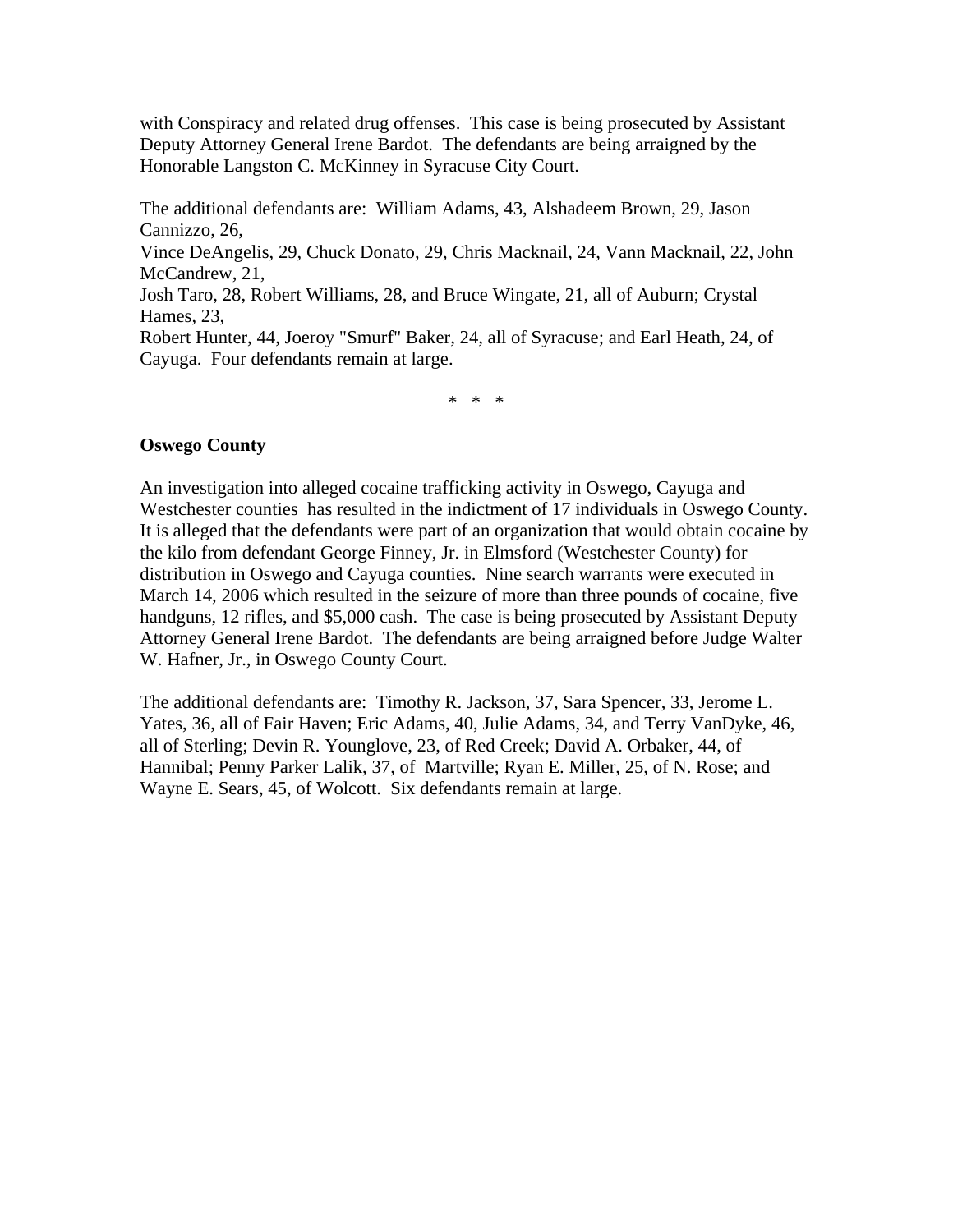with Conspiracy and related drug offenses. This case is being prosecuted by Assistant Deputy Attorney General Irene Bardot. The defendants are being arraigned by the Honorable Langston C. McKinney in Syracuse City Court.

The additional defendants are: William Adams, 43, Alshadeem Brown, 29, Jason Cannizzo, 26,
Vince DeAngelis, 29, Chuck Donato, 29, Chris Macknail, 24, Vann Macknail, 22, John McCandrew, 21,
Josh Taro, 28, Robert Williams, 28, and Bruce Wingate, 21, all of Auburn; Crystal Hames, 23,
Robert Hunter, 44, Joeroy "Smurf" Baker, 24, all of Syracuse; and Earl Heath, 24, of Cayuga. Four defendants remain at large.

\* \* \*

**Oswego County**

An investigation into alleged cocaine trafficking activity in Oswego, Cayuga and Westchester counties has resulted in the indictment of 17 individuals in Oswego County. It is alleged that the defendants were part of an organization that would obtain cocaine by the kilo from defendant George Finney, Jr. in Elmsford (Westchester County) for distribution in Oswego and Cayuga counties. Nine search warrants were executed in March 14, 2006 which resulted in the seizure of more than three pounds of cocaine, five handguns, 12 rifles, and $5,000 cash. The case is being prosecuted by Assistant Deputy Attorney General Irene Bardot. The defendants are being arraigned before Judge Walter W. Hafner, Jr., in Oswego County Court.

The additional defendants are: Timothy R. Jackson, 37, Sara Spencer, 33, Jerome L. Yates, 36, all of Fair Haven; Eric Adams, 40, Julie Adams, 34, and Terry VanDyke, 46, all of Sterling; Devin R. Younglove, 23, of Red Creek; David A. Orbaker, 44, of Hannibal; Penny Parker Lalik, 37, of Martville; Ryan E. Miller, 25, of N. Rose; and Wayne E. Sears, 45, of Wolcott. Six defendants remain at large.